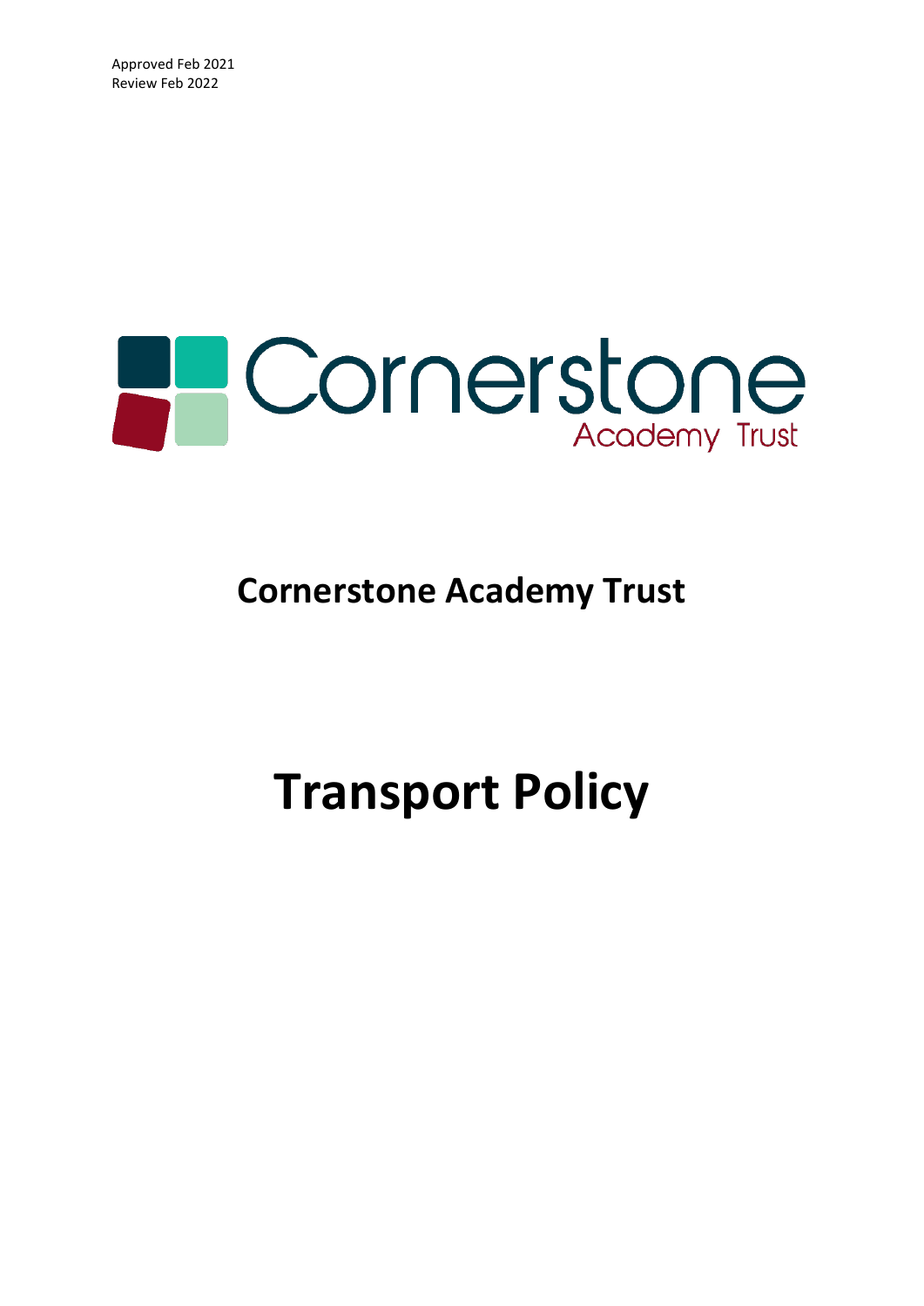Approved Feb 2021
Review Feb 2022

Cornerstone Academy Trust

# Cornerstone Academy Trust

# Transport Policy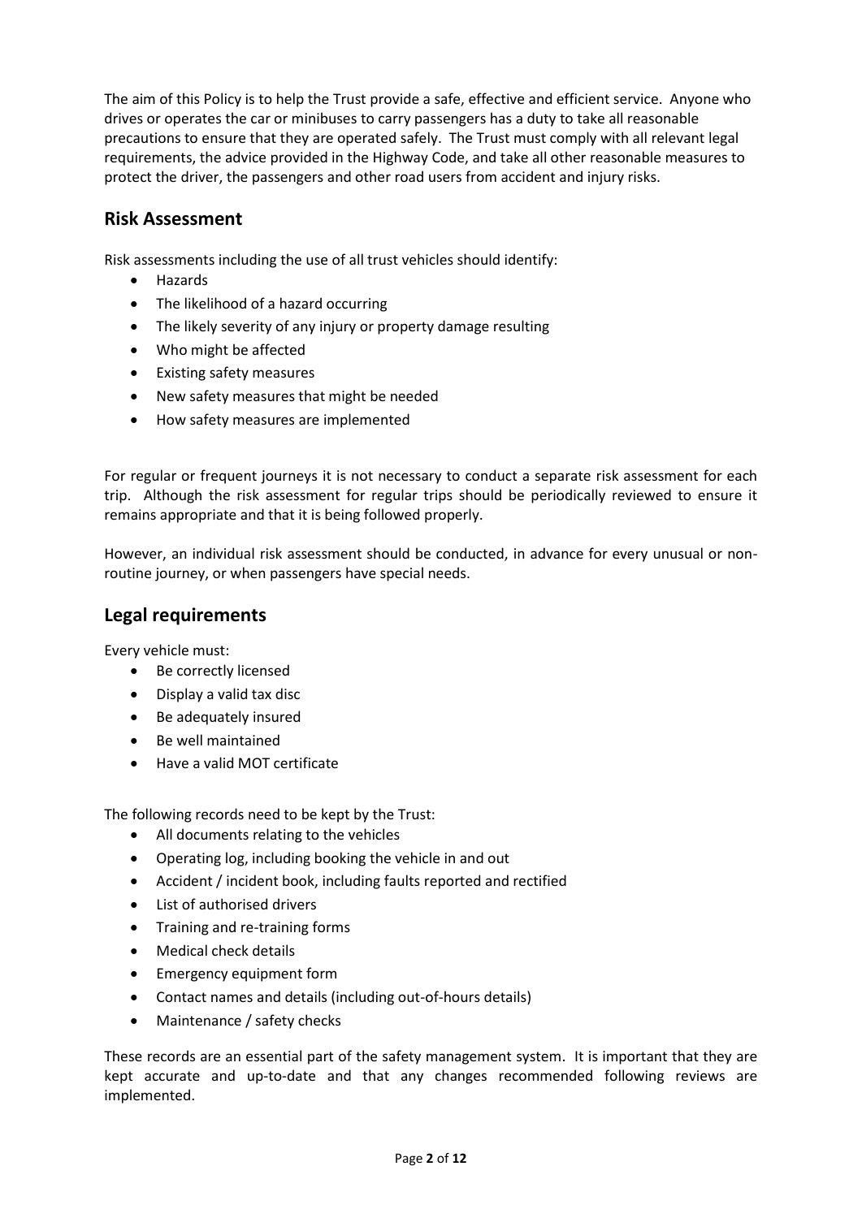The aim of this Policy is to help the Trust provide a safe, effective and efficient service. Anyone who drives or operates the car or minibuses to carry passengers has a duty to take all reasonable precautions to ensure that they are operated safely. The Trust must comply with all relevant legal requirements, the advice provided in the Highway Code, and take all other reasonable measures to protect the driver, the passengers and other road users from accident and injury risks.

## Risk Assessment

Risk assessments including the use of all trust vehicles should identify:

- Hazards
- The likelihood of a hazard occurring
- The likely severity of any injury or property damage resulting
- Who might be affected
- Existing safety measures
- New safety measures that might be needed
- How safety measures are implemented

For regular or frequent journeys it is not necessary to conduct a separate risk assessment for each trip. Although the risk assessment for regular trips should be periodically reviewed to ensure it remains appropriate and that it is being followed properly.

However, an individual risk assessment should be conducted, in advance for every unusual or non-routine journey, or when passengers have special needs.

## Legal requirements

Every vehicle must:

- Be correctly licensed
- Display a valid tax disc
- Be adequately insured
- Be well maintained
- Have a valid MOT certificate

The following records need to be kept by the Trust:

- All documents relating to the vehicles
- Operating log, including booking the vehicle in and out
- Accident / incident book, including faults reported and rectified
- List of authorised drivers
- Training and re-training forms
- Medical check details
- Emergency equipment form
- Contact names and details (including out-of-hours details)
- Maintenance / safety checks

These records are an essential part of the safety management system. It is important that they are kept accurate and up-to-date and that any changes recommended following reviews are implemented.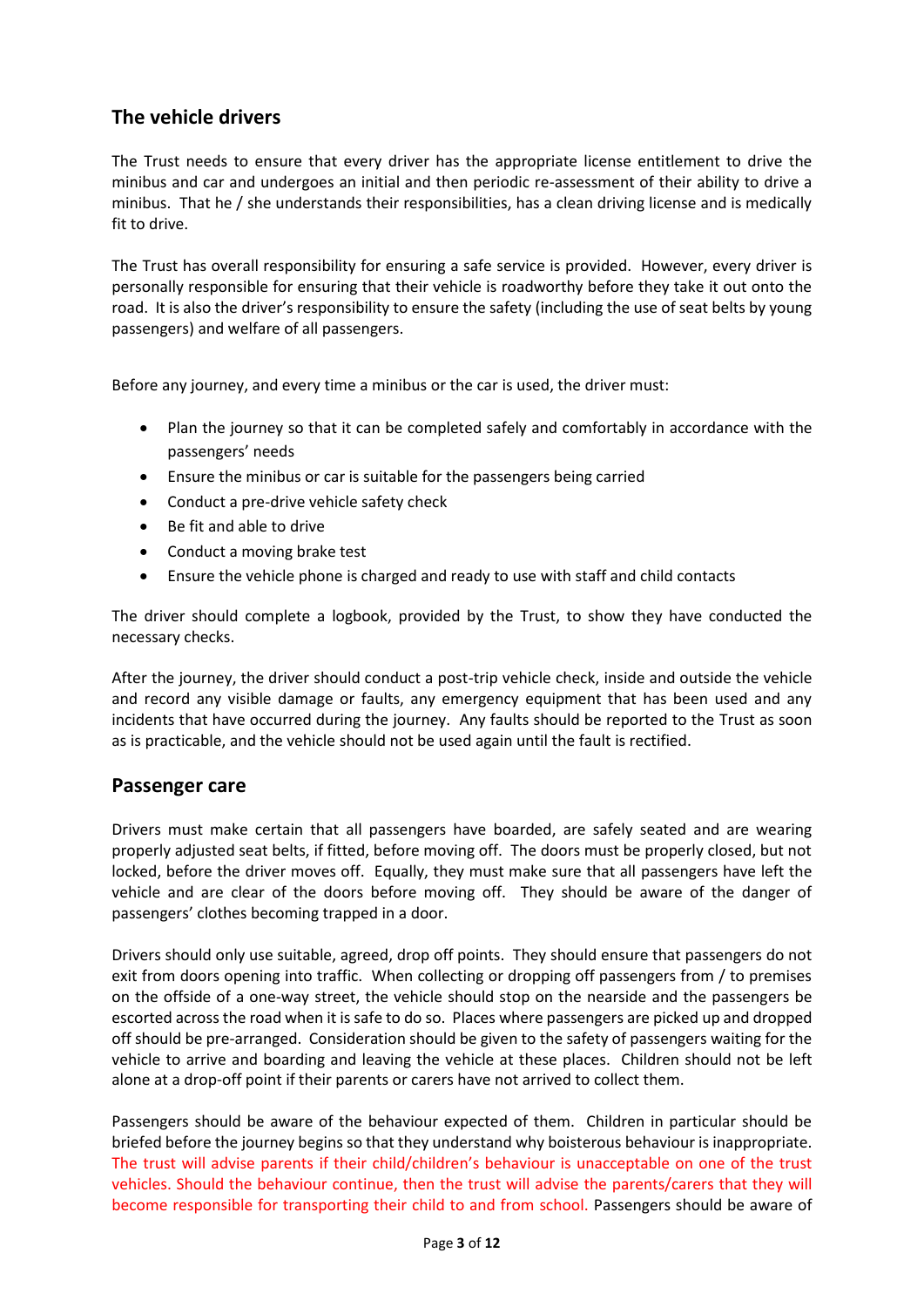## The vehicle drivers

The Trust needs to ensure that every driver has the appropriate license entitlement to drive the minibus and car and undergoes an initial and then periodic re-assessment of their ability to drive a minibus. That he / she understands their responsibilities, has a clean driving license and is medically fit to drive.

The Trust has overall responsibility for ensuring a safe service is provided. However, every driver is personally responsible for ensuring that their vehicle is roadworthy before they take it out onto the road. It is also the driver's responsibility to ensure the safety (including the use of seat belts by young passengers) and welfare of all passengers.

Before any journey, and every time a minibus or the car is used, the driver must:

- Plan the journey so that it can be completed safely and comfortably in accordance with the passengers' needs
- Ensure the minibus or car is suitable for the passengers being carried
- Conduct a pre-drive vehicle safety check
- Be fit and able to drive
- Conduct a moving brake test
- Ensure the vehicle phone is charged and ready to use with staff and child contacts

The driver should complete a logbook, provided by the Trust, to show they have conducted the necessary checks.

After the journey, the driver should conduct a post-trip vehicle check, inside and outside the vehicle and record any visible damage or faults, any emergency equipment that has been used and any incidents that have occurred during the journey. Any faults should be reported to the Trust as soon as is practicable, and the vehicle should not be used again until the fault is rectified.

## Passenger care

Drivers must make certain that all passengers have boarded, are safely seated and are wearing properly adjusted seat belts, if fitted, before moving off. The doors must be properly closed, but not locked, before the driver moves off. Equally, they must make sure that all passengers have left the vehicle and are clear of the doors before moving off. They should be aware of the danger of passengers' clothes becoming trapped in a door.

Drivers should only use suitable, agreed, drop off points. They should ensure that passengers do not exit from doors opening into traffic. When collecting or dropping off passengers from / to premises on the offside of a one-way street, the vehicle should stop on the nearside and the passengers be escorted across the road when it is safe to do so. Places where passengers are picked up and dropped off should be pre-arranged. Consideration should be given to the safety of passengers waiting for the vehicle to arrive and boarding and leaving the vehicle at these places. Children should not be left alone at a drop-off point if their parents or carers have not arrived to collect them.

Passengers should be aware of the behaviour expected of them. Children in particular should be briefed before the journey begins so that they understand why boisterous behaviour is inappropriate. The trust will advise parents if their child/children's behaviour is unacceptable on one of the trust vehicles. Should the behaviour continue, then the trust will advise the parents/carers that they will become responsible for transporting their child to and from school. Passengers should be aware of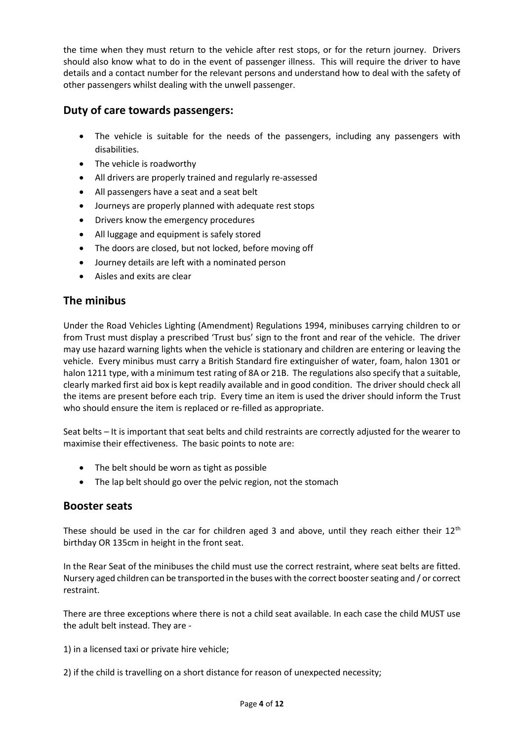the time when they must return to the vehicle after rest stops, or for the return journey. Drivers should also know what to do in the event of passenger illness. This will require the driver to have details and a contact number for the relevant persons and understand how to deal with the safety of other passengers whilst dealing with the unwell passenger.

## Duty of care towards passengers:

- The vehicle is suitable for the needs of the passengers, including any passengers with disabilities.
- The vehicle is roadworthy
- All drivers are properly trained and regularly re-assessed
- All passengers have a seat and a seat belt
- Journeys are properly planned with adequate rest stops
- Drivers know the emergency procedures
- All luggage and equipment is safely stored
- The doors are closed, but not locked, before moving off
- Journey details are left with a nominated person
- Aisles and exits are clear

## The minibus

Under the Road Vehicles Lighting (Amendment) Regulations 1994, minibuses carrying children to or from Trust must display a prescribed 'Trust bus' sign to the front and rear of the vehicle. The driver may use hazard warning lights when the vehicle is stationary and children are entering or leaving the vehicle. Every minibus must carry a British Standard fire extinguisher of water, foam, halon 1301 or halon 1211 type, with a minimum test rating of 8A or 21B. The regulations also specify that a suitable, clearly marked first aid box is kept readily available and in good condition. The driver should check all the items are present before each trip. Every time an item is used the driver should inform the Trust who should ensure the item is replaced or re-filled as appropriate.

Seat belts – It is important that seat belts and child restraints are correctly adjusted for the wearer to maximise their effectiveness. The basic points to note are:

- The belt should be worn as tight as possible
- The lap belt should go over the pelvic region, not the stomach

## Booster seats

These should be used in the car for children aged 3 and above, until they reach either their 12th birthday OR 135cm in height in the front seat.

In the Rear Seat of the minibuses the child must use the correct restraint, where seat belts are fitted. Nursery aged children can be transported in the buses with the correct booster seating and / or correct restraint.

There are three exceptions where there is not a child seat available. In each case the child MUST use the adult belt instead. They are -

1) in a licensed taxi or private hire vehicle;

2) if the child is travelling on a short distance for reason of unexpected necessity;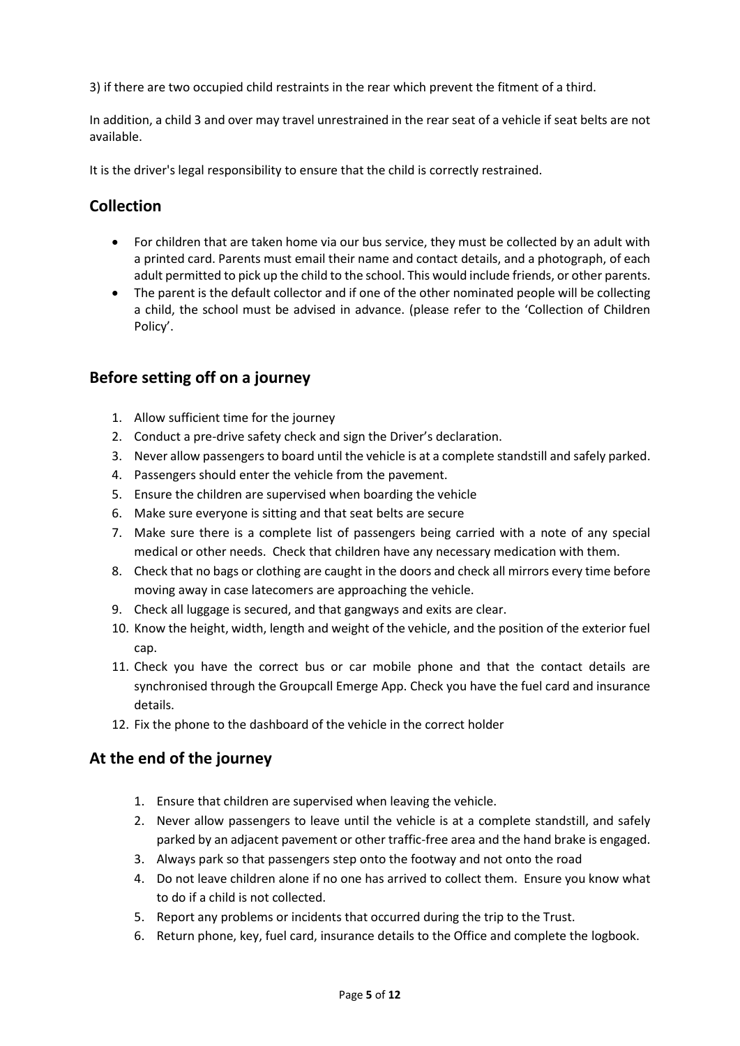3) if there are two occupied child restraints in the rear which prevent the fitment of a third.

In addition, a child 3 and over may travel unrestrained in the rear seat of a vehicle if seat belts are not available.

It is the driver's legal responsibility to ensure that the child is correctly restrained.

## Collection

- For children that are taken home via our bus service, they must be collected by an adult with a printed card. Parents must email their name and contact details, and a photograph, of each adult permitted to pick up the child to the school. This would include friends, or other parents.
- The parent is the default collector and if one of the other nominated people will be collecting a child, the school must be advised in advance. (please refer to the 'Collection of Children Policy'.

## Before setting off on a journey

1. Allow sufficient time for the journey
2. Conduct a pre-drive safety check and sign the Driver's declaration.
3. Never allow passengers to board until the vehicle is at a complete standstill and safely parked.
4. Passengers should enter the vehicle from the pavement.
5. Ensure the children are supervised when boarding the vehicle
6. Make sure everyone is sitting and that seat belts are secure
7. Make sure there is a complete list of passengers being carried with a note of any special medical or other needs. Check that children have any necessary medication with them.
8. Check that no bags or clothing are caught in the doors and check all mirrors every time before moving away in case latecomers are approaching the vehicle.
9. Check all luggage is secured, and that gangways and exits are clear.
10. Know the height, width, length and weight of the vehicle, and the position of the exterior fuel cap.
11. Check you have the correct bus or car mobile phone and that the contact details are synchronised through the Groupcall Emerge App. Check you have the fuel card and insurance details.
12. Fix the phone to the dashboard of the vehicle in the correct holder

## At the end of the journey

1. Ensure that children are supervised when leaving the vehicle.
2. Never allow passengers to leave until the vehicle is at a complete standstill, and safely parked by an adjacent pavement or other traffic-free area and the hand brake is engaged.
3. Always park so that passengers step onto the footway and not onto the road
4. Do not leave children alone if no one has arrived to collect them. Ensure you know what to do if a child is not collected.
5. Report any problems or incidents that occurred during the trip to the Trust.
6. Return phone, key, fuel card, insurance details to the Office and complete the logbook.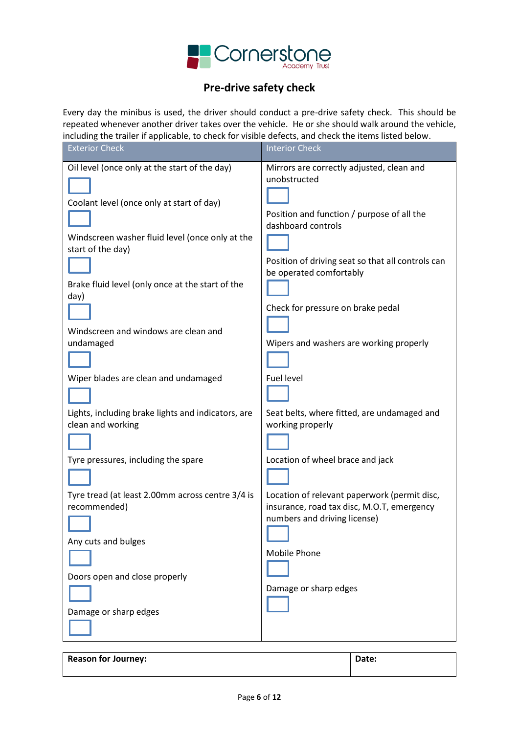Cornerstone Academy Trust

# Pre-drive safety check

Every day the minibus is used, the driver should conduct a pre-drive safety check. This should be repeated whenever another driver takes over the vehicle. He or she should walk around the vehicle, including the trailer if applicable, to check for visible defects, and check the items listed below.

| Exterior Check | Interior Check |
|---|---|
| Oil level (once only at the start of the day) ☐ | Mirrors are correctly adjusted, clean and unobstructed ☐ |
| Coolant level (once only at start of day) ☐ | Position and function / purpose of all the dashboard controls ☐ |
| Windscreen washer fluid level (once only at the start of the day) ☐ | Position of driving seat so that all controls can be operated comfortably ☐ |
| Brake fluid level (only once at the start of the day) ☐ | Check for pressure on brake pedal ☐ |
| Windscreen and windows are clean and undamaged ☐ | Wipers and washers are working properly ☐ |
| Wiper blades are clean and undamaged ☐ | Fuel level ☐ |
| Lights, including brake lights and indicators, are clean and working ☐ | Seat belts, where fitted, are undamaged and working properly ☐ |
| Tyre pressures, including the spare ☐ | Location of wheel brace and jack ☐ |
| Tyre tread (at least 2.00mm across centre 3/4 is recommended) ☐ | Location of relevant paperwork (permit disc, insurance, road tax disc, M.O.T, emergency numbers and driving license) ☐ |
| Any cuts and bulges ☐ | Mobile Phone ☐ |
| Doors open and close properly ☐ | Damage or sharp edges ☐ |
| Damage or sharp edges ☐ | |

| **Reason for Journey:** | **Date:** |
|---|---|
| | |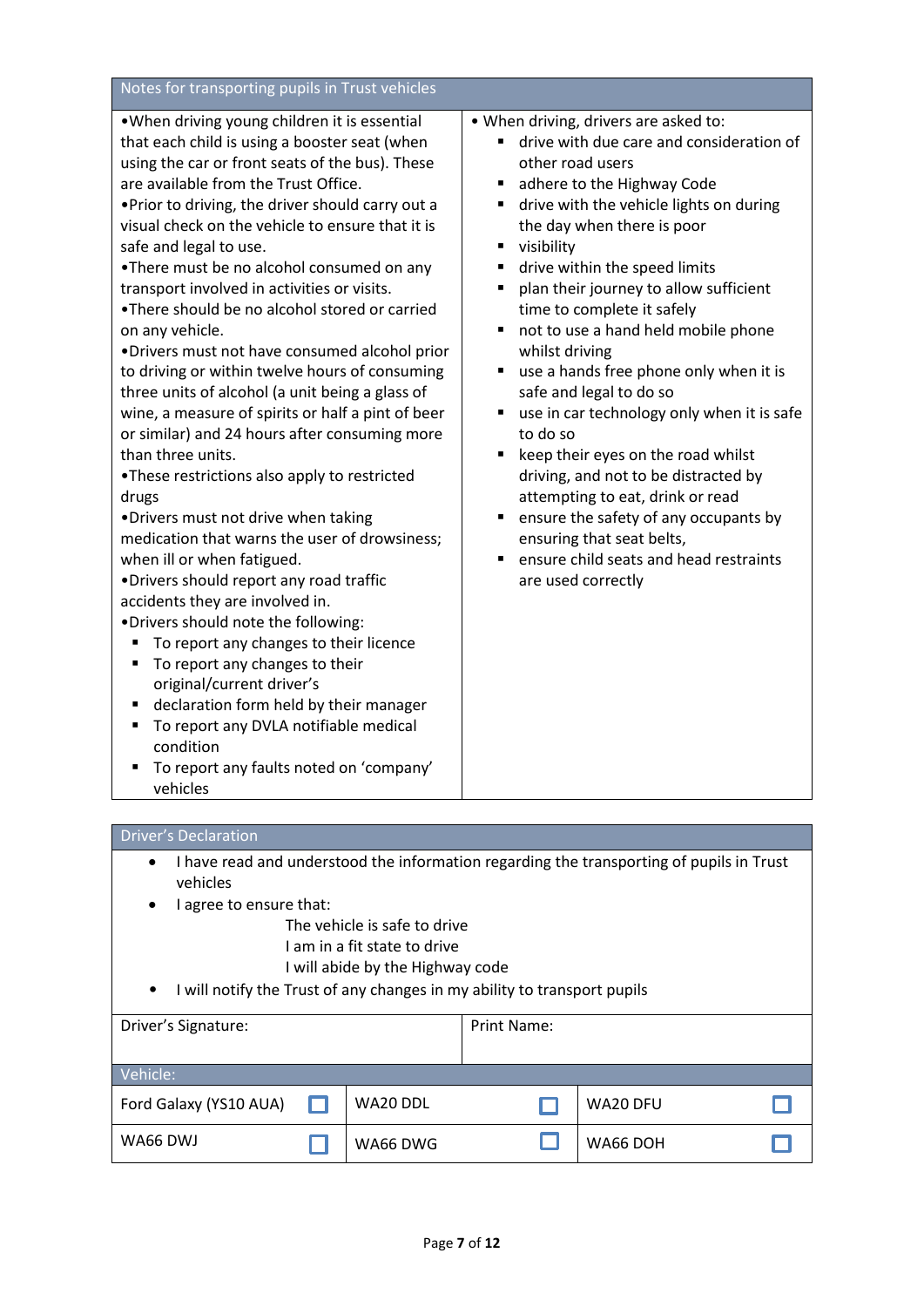## Notes for transporting pupils in Trust vehicles

- When driving young children it is essential that each child is using a booster seat (when using the car or front seats of the bus). These are available from the Trust Office.
- Prior to driving, the driver should carry out a visual check on the vehicle to ensure that it is safe and legal to use.
- There must be no alcohol consumed on any transport involved in activities or visits.
- There should be no alcohol stored or carried on any vehicle.
- Drivers must not have consumed alcohol prior to driving or within twelve hours of consuming three units of alcohol (a unit being a glass of wine, a measure of spirits or half a pint of beer or similar) and 24 hours after consuming more than three units.
- These restrictions also apply to restricted drugs
- Drivers must not drive when taking medication that warns the user of drowsiness; when ill or when fatigued.
- Drivers should report any road traffic accidents they are involved in.
- Drivers should note the following:
  - To report any changes to their licence
  - To report any changes to their original/current driver's
  - declaration form held by their manager
  - To report any DVLA notifiable medical condition
  - To report any faults noted on 'company' vehicles

- When driving, drivers are asked to:
  - drive with due care and consideration of other road users
  - adhere to the Highway Code
  - drive with the vehicle lights on during the day when there is poor
  - visibility
  - drive within the speed limits
  - plan their journey to allow sufficient time to complete it safely
  - not to use a hand held mobile phone whilst driving
  - use a hands free phone only when it is safe and legal to do so
  - use in car technology only when it is safe to do so
  - keep their eyes on the road whilst driving, and not to be distracted by attempting to eat, drink or read
  - ensure the safety of any occupants by ensuring that seat belts,
  - ensure child seats and head restraints are used correctly

## Driver's Declaration

- I have read and understood the information regarding the transporting of pupils in Trust vehicles
- I agree to ensure that:

  The vehicle is safe to drive
  I am in a fit state to drive
  I will abide by the Highway code

- I will notify the Trust of any changes in my ability to transport pupils

| Driver's Signature: | Print Name: |
|---|---|
| | |

**Vehicle:**

| | | | | | |
|---|---|---|---|---|---|
| Ford Galaxy (YS10 AUA) | ☐ | WA20 DDL | ☐ | WA20 DFU | ☐ |
| WA66 DWJ | ☐ | WA66 DWG | ☐ | WA66 DOH | ☐ |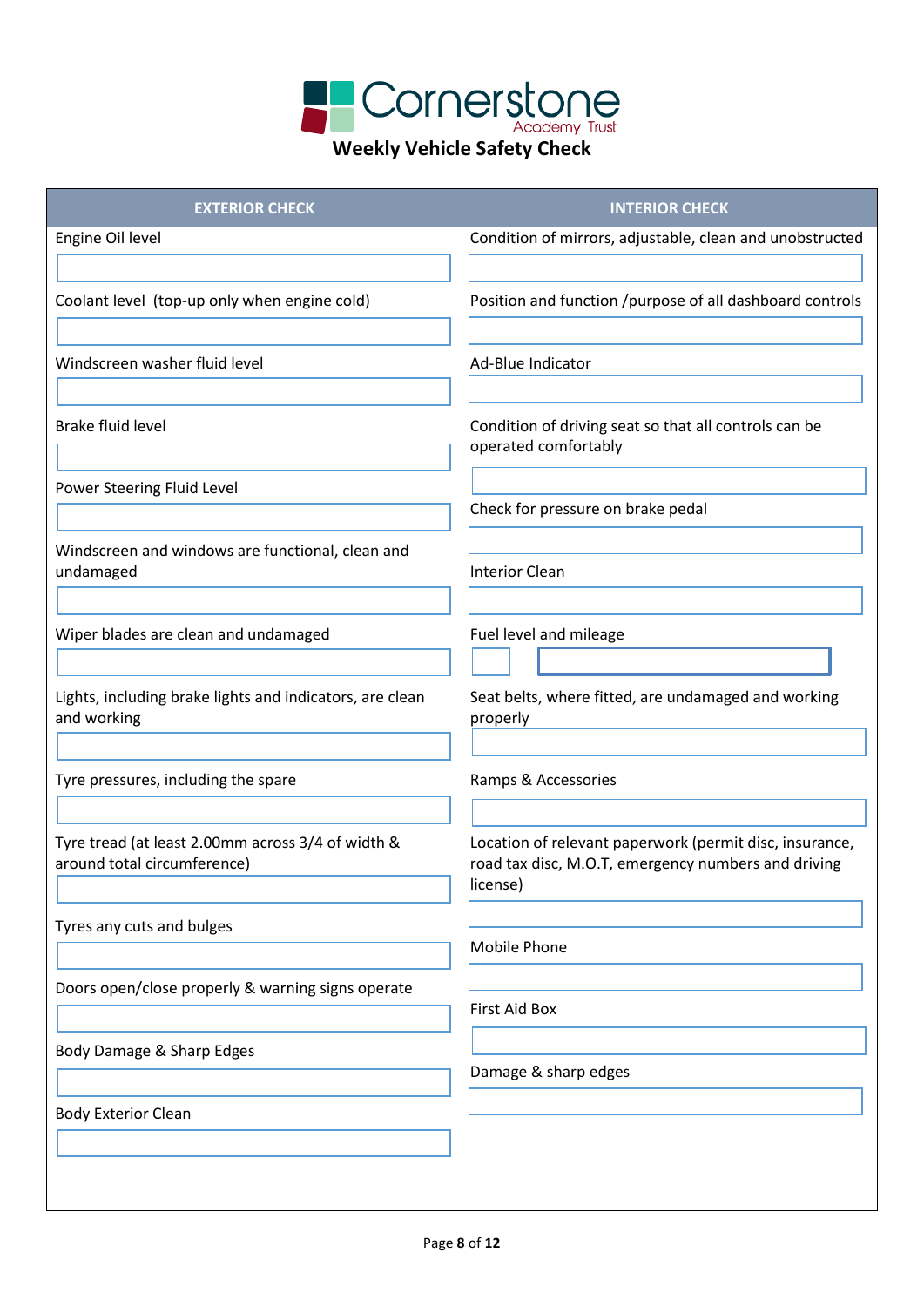# Weekly Vehicle Safety Check

| EXTERIOR CHECK | INTERIOR CHECK |
|---|---|
| Engine Oil level | Condition of mirrors, adjustable, clean and unobstructed |
| Coolant level (top-up only when engine cold) | Position and function /purpose of all dashboard controls |
| Windscreen washer fluid level | Ad-Blue Indicator |
| Brake fluid level | Condition of driving seat so that all controls can be operated comfortably |
| Power Steering Fluid Level | Check for pressure on brake pedal |
| Windscreen and windows are functional, clean and undamaged | Interior Clean |
| Wiper blades are clean and undamaged | Fuel level and mileage |
| Lights, including brake lights and indicators, are clean and working | Seat belts, where fitted, are undamaged and working properly |
| Tyre pressures, including the spare | Ramps & Accessories |
| Tyre tread (at least 2.00mm across 3/4 of width & around total circumference) | Location of relevant paperwork (permit disc, insurance, road tax disc, M.O.T, emergency numbers and driving license) |
| Tyres any cuts and bulges | Mobile Phone |
| Doors open/close properly & warning signs operate | First Aid Box |
| Body Damage & Sharp Edges | Damage & sharp edges |
| Body Exterior Clean | |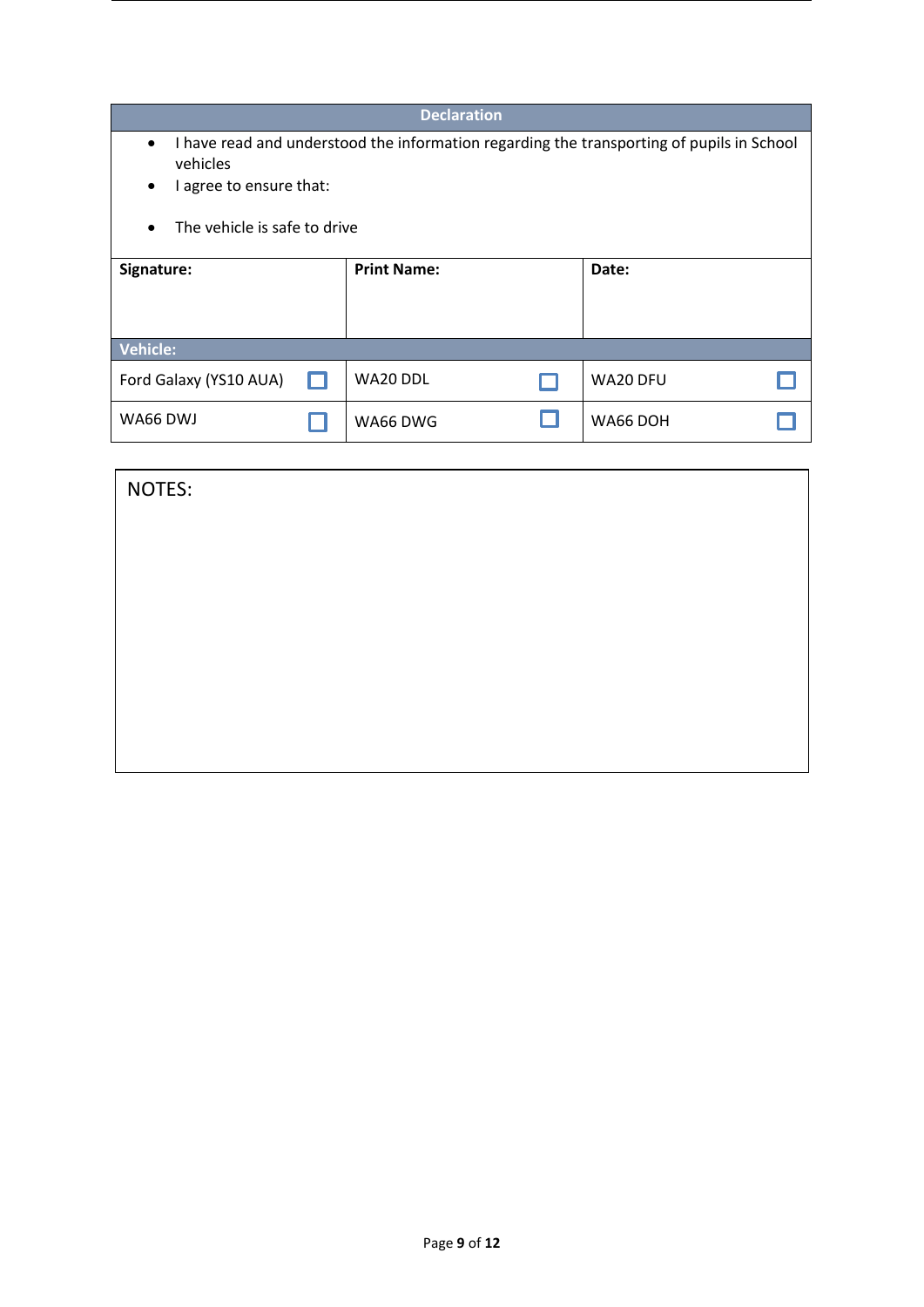| Declaration | | |
|---|---|---|
| • I have read and understood the information regarding the transporting of pupils in School vehicles<br>• I agree to ensure that:<br><br>• The vehicle is safe to drive | | |
| **Signature:** | **Print Name:** | **Date:** |
| **Vehicle:** | | |
| Ford Galaxy (YS10 AUA) ☐ | WA20 DDL ☐ | WA20 DFU ☐ |
| WA66 DWJ ☐ | WA66 DWG ☐ | WA66 DOH ☐ |

| NOTES: |
|---|
| |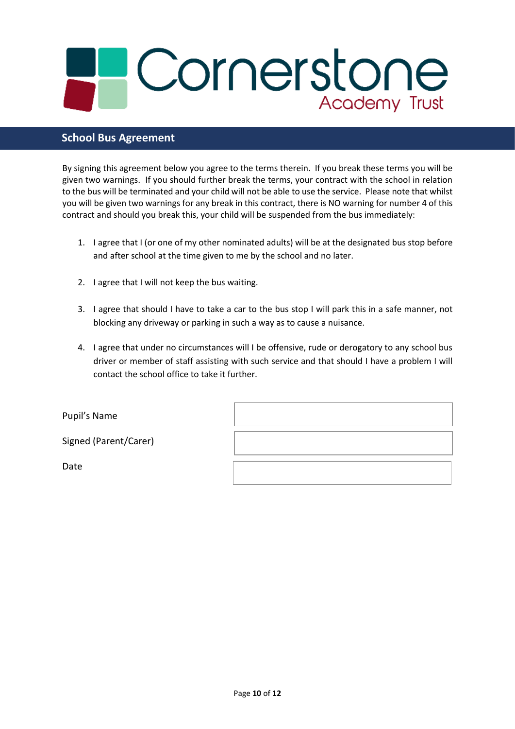Cornerstone Academy Trust

## School Bus Agreement

By signing this agreement below you agree to the terms therein. If you break these terms you will be given two warnings. If you should further break the terms, your contract with the school in relation to the bus will be terminated and your child will not be able to use the service. Please note that whilst you will be given two warnings for any break in this contract, there is NO warning for number 4 of this contract and should you break this, your child will be suspended from the bus immediately:

1. I agree that I (or one of my other nominated adults) will be at the designated bus stop before and after school at the time given to me by the school and no later.

2. I agree that I will not keep the bus waiting.

3. I agree that should I have to take a car to the bus stop I will park this in a safe manner, not blocking any driveway or parking in such a way as to cause a nuisance.

4. I agree that under no circumstances will I be offensive, rude or derogatory to any school bus driver or member of staff assisting with such service and that should I have a problem I will contact the school office to take it further.

| | |
|---|---|
| Pupil's Name | |
| Signed (Parent/Carer) | |
| Date | |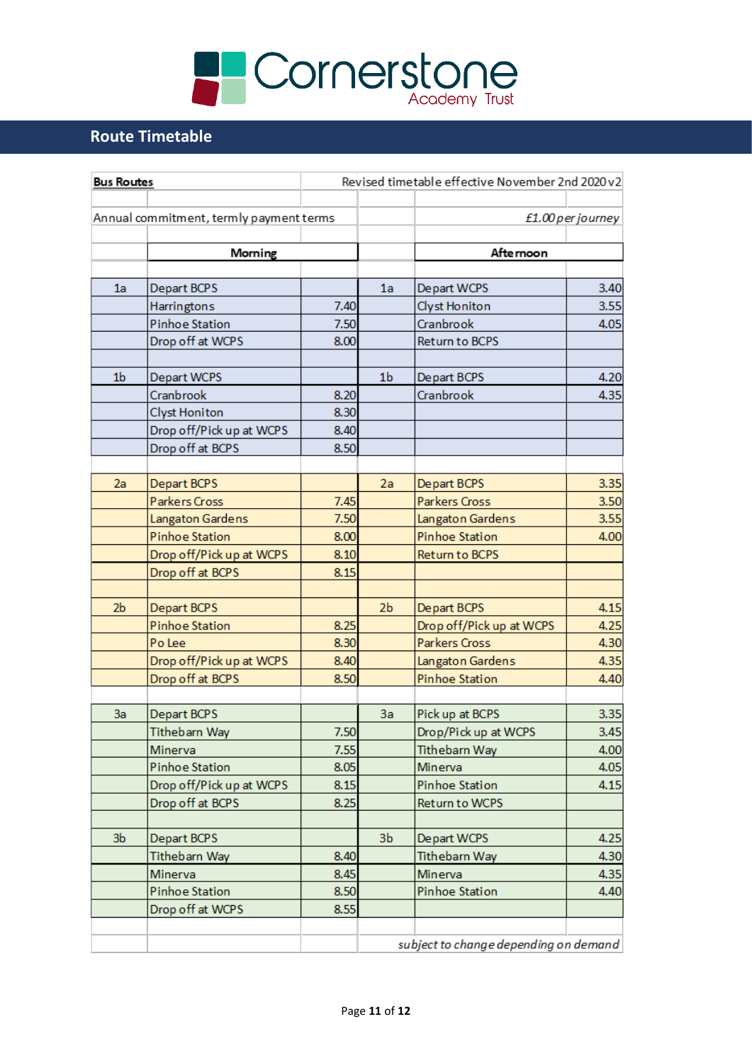Cornerstone Academy Trust

## Route Timetable

| **Bus Routes** | | | Revised timetable effective November 2nd 2020 v2 | | |
|---|---|---|---|---|---|
| Annual commitment, termly payment terms | | | | | *£1.00 per journey* |
| | **Morning** | | | **Afternoon** | |
| 1a | Depart BCPS | | 1a | Depart WCPS | 3.40 |
| | Harringtons | 7.40 | | Clyst Honiton | 3.55 |
| | Pinhoe Station | 7.50 | | Cranbrook | 4.05 |
| | Drop off at WCPS | 8.00 | | Return to BCPS | |
| 1b | Depart WCPS | | 1b | Depart BCPS | 4.20 |
| | Cranbrook | 8.20 | | Cranbrook | 4.35 |
| | Clyst Honiton | 8.30 | | | |
| | Drop off/Pick up at WCPS | 8.40 | | | |
| | Drop off at BCPS | 8.50 | | | |
| 2a | Depart BCPS | | 2a | Depart BCPS | 3.35 |
| | Parkers Cross | 7.45 | | Parkers Cross | 3.50 |
| | Langaton Gardens | 7.50 | | Langaton Gardens | 3.55 |
| | Pinhoe Station | 8.00 | | Pinhoe Station | 4.00 |
| | Drop off/Pick up at WCPS | 8.10 | | Return to BCPS | |
| | Drop off at BCPS | 8.15 | | | |
| 2b | Depart BCPS | | 2b | Depart BCPS | 4.15 |
| | Pinhoe Station | 8.25 | | Drop off/Pick up at WCPS | 4.25 |
| | Po Lee | 8.30 | | Parkers Cross | 4.30 |
| | Drop off/Pick up at WCPS | 8.40 | | Langaton Gardens | 4.35 |
| | Drop off at BCPS | 8.50 | | Pinhoe Station | 4.40 |
| 3a | Depart BCPS | | 3a | Pick up at BCPS | 3.35 |
| | Tithebarn Way | 7.50 | | Drop/Pick up at WCPS | 3.45 |
| | Minerva | 7.55 | | Tithebarn Way | 4.00 |
| | Pinhoe Station | 8.05 | | Minerva | 4.05 |
| | Drop off/Pick up at WCPS | 8.15 | | Pinhoe Station | 4.15 |
| | Drop off at BCPS | 8.25 | | Return to WCPS | |
| 3b | Depart BCPS | | 3b | Depart WCPS | 4.25 |
| | Tithebarn Way | 8.40 | | Tithebarn Way | 4.30 |
| | Minerva | 8.45 | | Minerva | 4.35 |
| | Pinhoe Station | 8.50 | | Pinhoe Station | 4.40 |
| | Drop off at WCPS | 8.55 | | | |
| | | | | *subject to change depending on demand* | |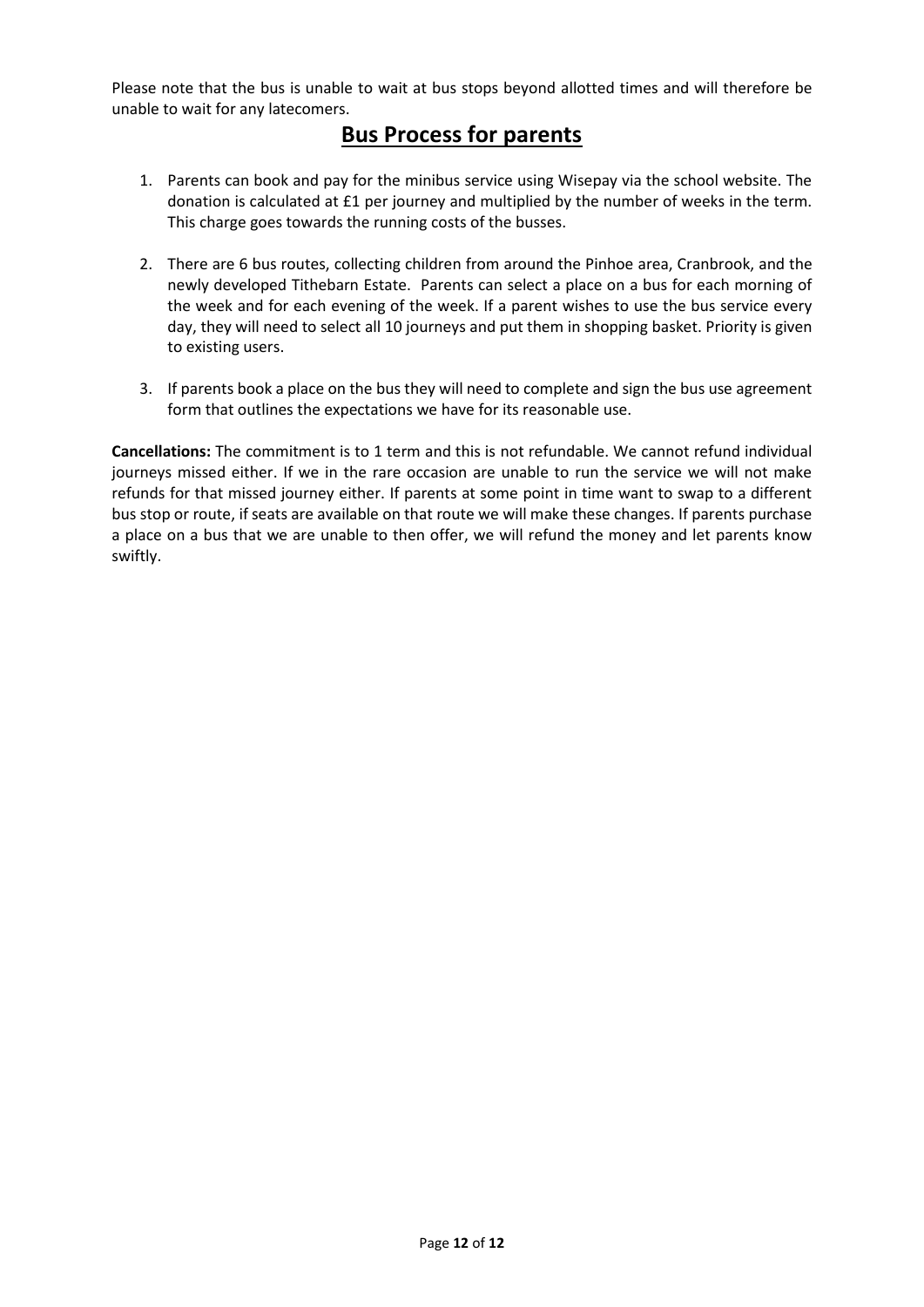Please note that the bus is unable to wait at bus stops beyond allotted times and will therefore be unable to wait for any latecomers.

## Bus Process for parents

1. Parents can book and pay for the minibus service using Wisepay via the school website. The donation is calculated at £1 per journey and multiplied by the number of weeks in the term. This charge goes towards the running costs of the busses.

2. There are 6 bus routes, collecting children from around the Pinhoe area, Cranbrook, and the newly developed Tithebarn Estate. Parents can select a place on a bus for each morning of the week and for each evening of the week. If a parent wishes to use the bus service every day, they will need to select all 10 journeys and put them in shopping basket. Priority is given to existing users.

3. If parents book a place on the bus they will need to complete and sign the bus use agreement form that outlines the expectations we have for its reasonable use.

**Cancellations:** The commitment is to 1 term and this is not refundable. We cannot refund individual journeys missed either. If we in the rare occasion are unable to run the service we will not make refunds for that missed journey either. If parents at some point in time want to swap to a different bus stop or route, if seats are available on that route we will make these changes. If parents purchase a place on a bus that we are unable to then offer, we will refund the money and let parents know swiftly.